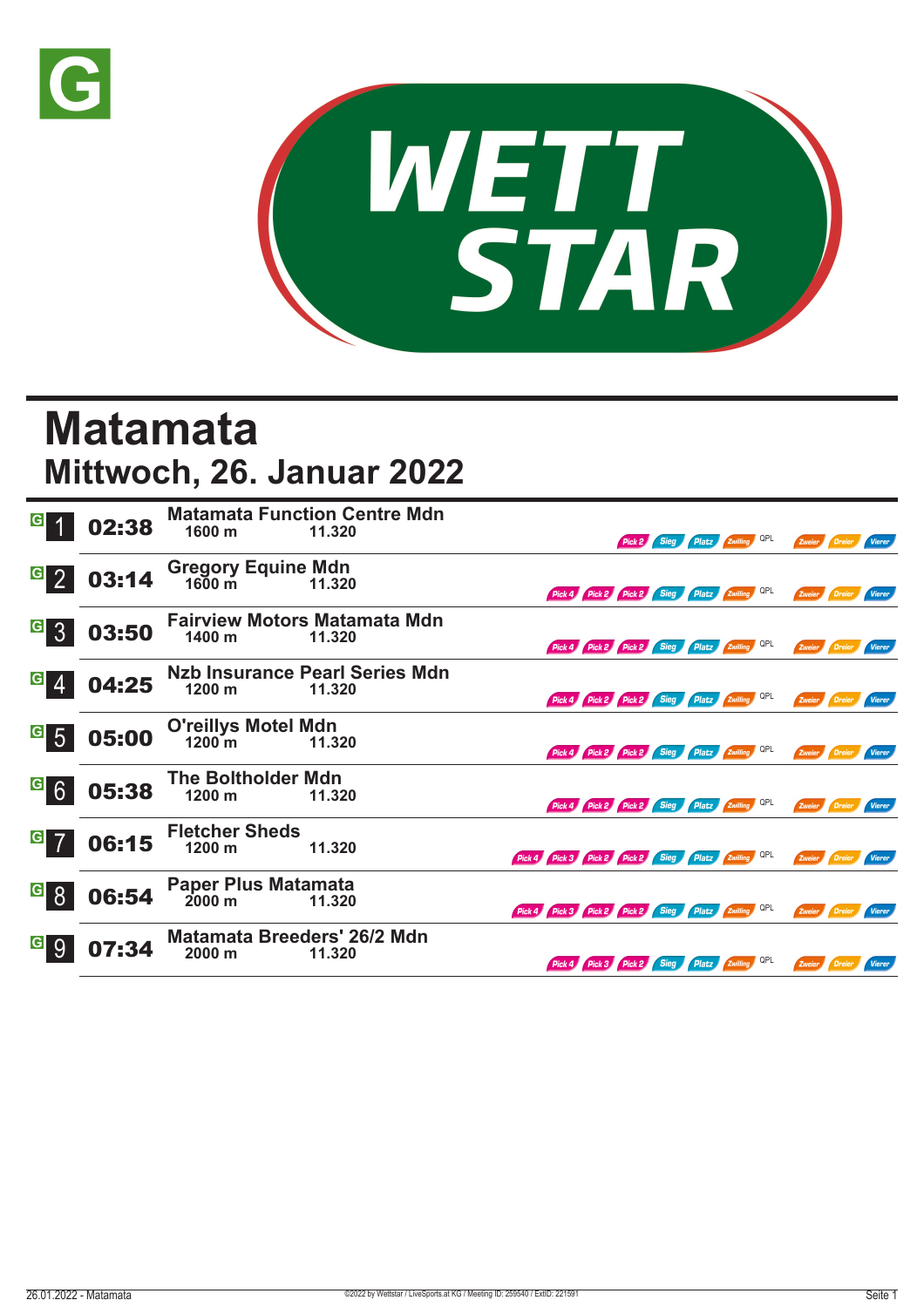G

WETT STAR

# Matamata

## Mittwoch, 26. Januar 2022

| Rennen | Zeit | Rennen / Distanz / Preisgeld | Wetten |
|---|---|---|---|
| G 1 | 02:38 | **Matamata Function Centre Mdn** 1600 m 11.320 | Pick 2, Sieg, Platz, Zwilling, QPL, Zweier, Dreier, Vierer |
| G 2 | 03:14 | **Gregory Equine Mdn** 1600 m 11.320 | Pick 4, Pick 2, Pick 2, Sieg, Platz, Zwilling, QPL, Zweier, Dreier, Vierer |
| G 3 | 03:50 | **Fairview Motors Matamata Mdn** 1400 m 11.320 | Pick 4, Pick 2, Pick 2, Sieg, Platz, Zwilling, QPL, Zweier, Dreier, Vierer |
| G 4 | 04:25 | **Nzb Insurance Pearl Series Mdn** 1200 m 11.320 | Pick 4, Pick 2, Pick 2, Sieg, Platz, Zwilling, QPL, Zweier, Dreier, Vierer |
| G 5 | 05:00 | **O'reillys Motel Mdn** 1200 m 11.320 | Pick 4, Pick 2, Pick 2, Sieg, Platz, Zwilling, QPL, Zweier, Dreier, Vierer |
| G 6 | 05:38 | **The Boltholder Mdn** 1200 m 11.320 | Pick 4, Pick 2, Pick 2, Sieg, Platz, Zwilling, QPL, Zweier, Dreier, Vierer |
| G 7 | 06:15 | **Fletcher Sheds** 1200 m 11.320 | Pick 4, Pick 3, Pick 2, Pick 2, Sieg, Platz, Zwilling, QPL, Zweier, Dreier, Vierer |
| G 8 | 06:54 | **Paper Plus Matamata** 2000 m 11.320 | Pick 4, Pick 3, Pick 2, Pick 2, Sieg, Platz, Zwilling, QPL, Zweier, Dreier, Vierer |
| G 9 | 07:34 | **Matamata Breeders' 26/2 Mdn** 2000 m 11.320 | Pick 4, Pick 3, Pick 2, Sieg, Platz, Zwilling, QPL, Zweier, Dreier, Vierer |

26.01.2022 - Matamata ©2022 by Wettstar / LiveSports.at KG / Meeting ID: 259540 / ExtID: 221591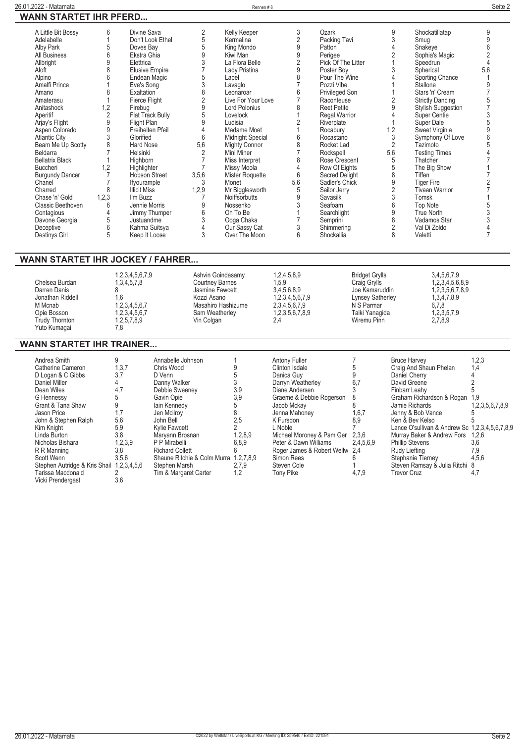## WANN STARTET IHR PFERD...

| Pferd | Rennen | Pferd | Rennen | Pferd | Rennen | Pferd | Rennen | Pferd | Rennen |
|---|---|---|---|---|---|---|---|---|---|
| A Little Bit Bossy | 6 | Divine Sava | 2 | Kelly Keeper | 3 | Ozark | 9 | Shockatillatap | 9 |
| Adelabelle | 1 | Don't Look Ethel | 5 | Kermalina | 2 | Packing Tavi | 3 | Smug | 9 |
| Alby Park | 5 | Doves Bay | 5 | King Mondo | 9 | Patton | 4 | Snakeye | 6 |
| All Business | 6 | Ekstra Ghia | 9 | Kiwi Man | 9 | Perigee | 2 | Sophia's Magic | 2 |
| Allbright | 9 | Elettrica | 3 | La Flora Belle | 2 | Pick Of The Litter | 1 | Speedrun | 4 |
| Aloft | 8 | Elusive Empire | 7 | Lady Pristina | 9 | Poster Boy | 3 | Spherical | 5,6 |
| Alpino | 6 | Endean Magic | 5 | Lapel | 8 | Pour The Wine | 4 | Sporting Chance | 1 |
| Amalfi Prince | 1 | Eve's Song | 3 | Lavaglo | 7 | Pozzi Vibe | 1 | Stallone | 9 |
| Amano | 8 | Exaltation | 8 | Leonaroar | 6 | Privileged Son | 1 | Stars 'n' Cream | 7 |
| Amaterasu | 1 | Fierce Flight | 2 | Live For Your Love | 7 | Raconteuse | 2 | Strictly Dancing | 5 |
| Anitashock | 1,2 | Firebug | 9 | Lord Polonius | 8 | Reet Petite | 9 | Stylish Suggestion | 7 |
| Aperitif | 2 | Flat Track Bully | 5 | Lovelock | 1 | Regal Warrior | 4 | Super Centie | 3 |
| Arjay's Flight | 9 | Flight Plan | 9 | Ludisia | 2 | Riverplate | 1 | Super Dale | 5 |
| Aspen Colorado | 9 | Freiheiten Pfeil | 4 | Madame Moet | 1 | Rocabury | 1,2 | Sweet Virginia | 9 |
| Atlantic City | 3 | Glorified | 6 | Midnight Special | 6 | Rocastano | 3 | Symphony Of Love | 6 |
| Beam Me Up Scotty | 8 | Hard Nose | 5,6 | Mighty Connor | 8 | Rocket Lad | 2 | Tazimoto | 5 |
| Beldarra | 7 | Helsinki | 2 | Mini Miner | 7 | Rockspell | 5,6 | Testing Times | 4 |
| Bellatrix Black | 1 | Highborn | 7 | Miss Interpret | 8 | Rose Crescent | 5 | Thatcher | 7 |
| Buccheri | 1,2 | Highlighter | 7 | Missy Moola | 4 | Row Of Eights | 5 | The Big Show | 1 |
| Burgundy Dancer | 7 | Hobson Street | 3,5,6 | Mister Roquette | 6 | Sacred Delight | 8 | Tiffen | 7 |
| Chanel | 7 | Ifyourample | 3 | Monet | 5,6 | Sadler's Chick | 9 | Tiger Fire | 2 |
| Charred | 8 | Illicit Miss | 1,2,9 | Mr Bigglesworth | 5 | Sailor Jerry | 2 | Tivaan Warrior | 7 |
| Chase 'n' Gold | 1,2,3 | I'm Buzz | 7 | Noiffsorbutts | 9 | Savasilk | 3 | Tomsk | 1 |
| Classic Beethoven | 6 | Jennie Morris | 9 | Nossenko | 3 | Seafoam | 6 | Top Note | 5 |
| Contagious | 4 | Jimmy Thumper | 6 | Oh To Be | 1 | Searchlight | 9 | True North | 3 |
| Davone Georgia | 5 | Justuandme | 3 | Ooga Chaka | 7 | Semprini | 8 | Vadamos Star | 3 |
| Deceptive | 6 | Kahma Suitsya | 4 | Our Sassy Cat | 3 | Shimmering | 2 | Val Di Zoldo | 4 |
| Destinys Girl | 5 | Keep It Loose | 3 | Over The Moon | 6 | Shockallia | 8 | Valetti | 7 |

## WANN STARTET IHR JOCKEY / FAHRER...

| Jockey | Rennen | Jockey | Rennen | Jockey | Rennen |
|---|---|---|---|---|---|
| | 1,2,3,4,5,6,7,9 | Ashvin Goindasamy | 1,2,4,5,8,9 | Bridget Grylls | 3,4,5,6,7,9 |
| Chelsea Burdan | 1,3,4,5,7,8 | Courtney Barnes | 1,5,9 | Craig Grylls | 1,2,3,4,5,6,8,9 |
| Darren Danis | 8 | Jasmine Fawcett | 3,4,5,6,8,9 | Joe Kamaruddin | 1,2,3,5,6,7,8,9 |
| Jonathan Riddell | 1,6 | Kozzi Asano | 1,2,3,4,5,6,7,9 | Lynsey Satherley | 1,3,4,7,8,9 |
| M Mcnab | 1,2,3,4,5,6,7 | Masahiro Hashizume | 2,3,4,5,6,7,9 | N S Parmar | 6,7,8 |
| Opie Bosson | 1,2,3,4,5,6,7 | Sam Weatherley | 1,2,3,5,6,7,8,9 | Taiki Yanagida | 1,2,3,5,7,9 |
| Trudy Thornton | 1,2,5,7,8,9 | Vin Colgan | 2,4 | Wiremu Pinn | 2,7,8,9 |
| Yuto Kumagai | 7,8 | | | | |

## WANN STARTET IHR TRAINER...

| Trainer | Rennen | Trainer | Rennen | Trainer | Rennen | Trainer | Rennen |
|---|---|---|---|---|---|---|---|
| Andrea Smith | 9 | Annabelle Johnson | 1 | Antony Fuller | 7 | Bruce Harvey | 1,2,3 |
| Catherine Cameron | 1,3,7 | Chris Wood | 9 | Clinton Isdale | 5 | Craig And Shaun Phelan | 1,4 |
| D Logan & C Gibbs | 3,7 | D Venn | 5 | Danica Guy | 9 | Daniel Cherry | 4 |
| Daniel Miller | 4 | Danny Walker | 3 | Darryn Weatherley | 6,7 | David Greene | 2 |
| Dean Wiles | 4,7 | Debbie Sweeney | 3,9 | Diane Andersen | 3 | Finbarr Leahy | 5 |
| G Hennessy | 5 | Gavin Opie | 3,9 | Graeme & Debbie Rogerson | 8 | Graham Richardson & Rogan | 1,9 |
| Grant & Tana Shaw | 9 | Iain Kennedy | 5 | Jacob Mckay | 8 | Jamie Richards | 1,2,3,5,6,7,8,9 |
| Jason Price | 1,7 | Jen Mcilroy | 8 | Jenna Mahoney | 1,6,7 | Jenny & Bob Vance | 5 |
| John & Stephen Ralph | 5,6 | John Bell | 2,5 | K Fursdon | 8,9 | Ken & Bev Kelso | 5 |
| Kim Knight | 5,9 | Kylie Fawcett | 2 | L Noble | 7 | Lance O'sullivan & Andrew Sc | 1,2,3,4,5,6,7,8,9 |
| Linda Burton | 3,8 | Maryann Brosnan | 1,2,8,9 | Michael Moroney & Pam Ger | 2,3,6 | Murray Baker & Andrew Fors | 1,2,6 |
| Nicholas Bishara | 1,2,3,9 | P P Mirabelli | 6,8,9 | Peter & Dawn Williams | 2,4,5,6,9 | Phillip Stevens | 3,6 |
| R R Manning | 3,8 | Richard Collett | 6 | Roger James & Robert Wellw | 2,4 | Rudy Liefting | 7,9 |
| Scott Wenn | 3,5,6 | Shaune Ritchie & Colm Murra | 1,2,7,8,9 | Simon Rees | 6 | Stephanie Tierney | 4,5,6 |
| Stephen Autridge & Kris Shail | 1,2,3,4,5,6 | Stephen Marsh | 2,7,9 | Steven Cole | 1 | Steven Ramsay & Julia Ritchi | 8 |
| Tarissa Macdonald | 2 | Tim & Margaret Carter | 1,2 | Tony Pike | 4,7,9 | Trevor Cruz | 4,7 |
| Vicki Prendergast | 3,6 | | | | | | |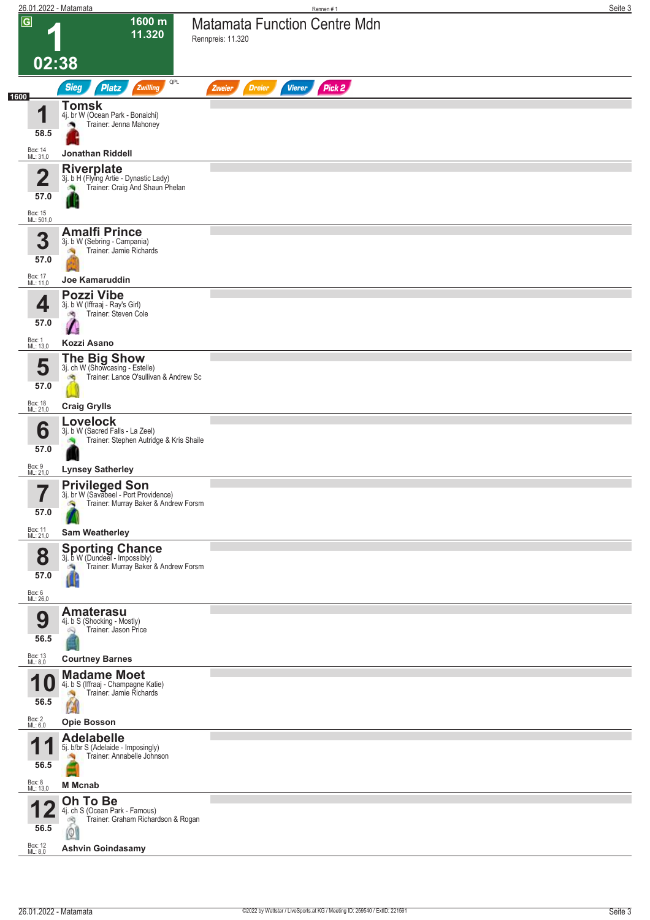# Matamata Function Centre Mdn

Rennpreis: 11.320

**1** — 1600 m — 11.320 — 02:38

Sieg | Platz | Zwilling | QPL | Zweier | Dreier | Vierer | Pick 2

1600

| Nr. | Gewicht | Pferd | Details | Trainer | Jockey | Box | ML |
|---|---|---|---|---|---|---|---|
| 1 | 58.5 | **Tomsk** | 4j. br W (Ocean Park - Bonaichi) | Jenna Mahoney | Jonathan Riddell | 14 | 31,0 |
| 2 | 57.0 | **Riverplate** | 3j. b H (Flying Artie - Dynastic Lady) | Craig And Shaun Phelan | | 15 | 501,0 |
| 3 | 57.0 | **Amalfi Prince** | 3j. b W (Sebring - Campania) | Jamie Richards | Joe Kamaruddin | 17 | 11,0 |
| 4 | 57.0 | **Pozzi Vibe** | 3j. b W (Iffraaj - Ray's Girl) | Steven Cole | Kozzi Asano | 1 | 13,0 |
| 5 | 57.0 | **The Big Show** | 3j. ch W (Showcasing - Estelle) | Lance O'sullivan & Andrew Sc | Craig Grylls | 18 | 21,0 |
| 6 | 57.0 | **Lovelock** | 3j. b W (Sacred Falls - La Zeel) | Stephen Autridge & Kris Shaile | Lynsey Satherley | 9 | 21,0 |
| 7 | 57.0 | **Privileged Son** | 3j. br W (Savabeel - Port Providence) | Murray Baker & Andrew Forsm | Sam Weatherley | 11 | 21,0 |
| 8 | 57.0 | **Sporting Chance** | 3j. b W (Dundeel - Impossibly) | Murray Baker & Andrew Forsm | | 6 | 26,0 |
| 9 | 56.5 | **Amaterasu** | 4j. b S (Shocking - Mostly) | Jason Price | Courtney Barnes | 13 | 8,0 |
| 10 | 56.5 | **Madame Moet** | 4j. b S (Iffraaj - Champagne Katie) | Jamie Richards | Opie Bosson | 2 | 6,0 |
| 11 | 56.5 | **Adelabelle** | 5j. b/br S (Adelaide - Imposingly) | Annabelle Johnson | M Mcnab | 8 | 13,0 |
| 12 | 56.5 | **Oh To Be** | 4j. ch S (Ocean Park - Famous) | Graham Richardson & Rogan | Ashvin Goindasamy | 12 | 8,0 |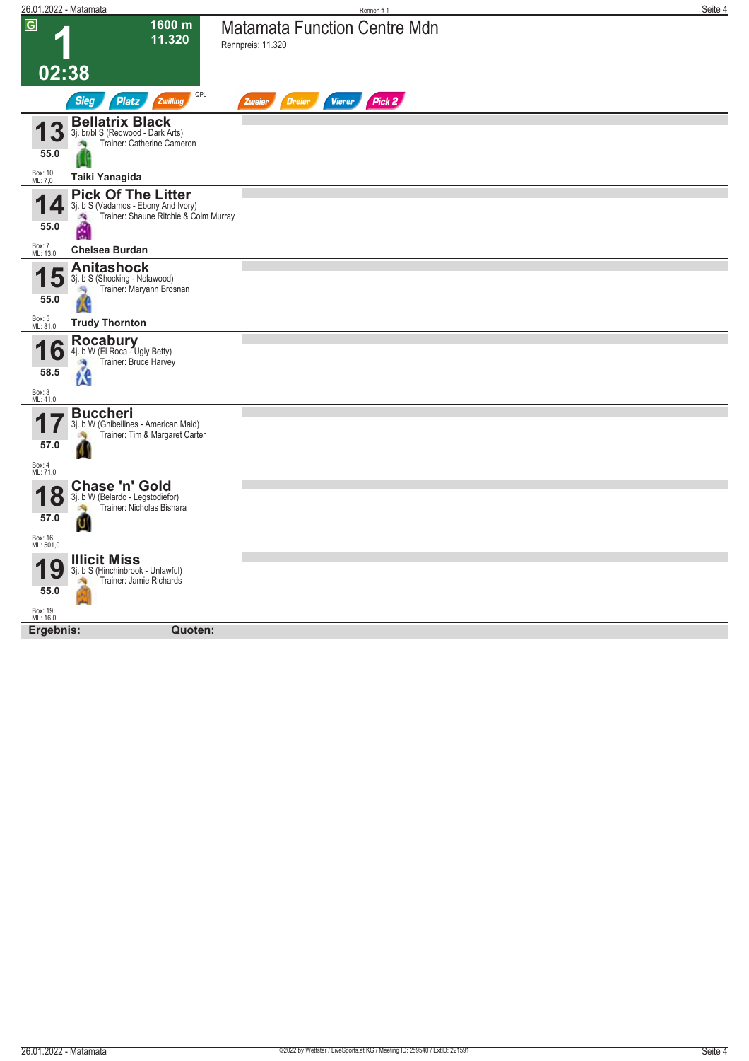G **1** 1600 m 11.320 02:38

# Matamata Function Centre Mdn

Rennpreis: 11.320

Sieg | Platz | Zwilling | QPL | Zweier | Dreier | Vierer | Pick 2

**13** **Bellatrix Black**
3j. br/bl S (Redwood - Dark Arts)
Trainer: Catherine Cameron
55.0
Box: 10
ML: 7,0
**Taiki Yanagida**

**14** **Pick Of The Litter**
3j. b S (Vadamos - Ebony And Ivory)
Trainer: Shaune Ritchie & Colm Murray
55.0
Box: 7
ML: 13,0
**Chelsea Burdan**

**15** **Anitashock**
3j. b S (Shocking - Nolawood)
Trainer: Maryann Brosnan
55.0
Box: 5
ML: 81,0
**Trudy Thornton**

**16** **Rocabury**
4j. b W (El Roca - Ugly Betty)
Trainer: Bruce Harvey
58.5
Box: 3
ML: 41,0

**17** **Buccheri**
3j. b W (Ghibellines - American Maid)
Trainer: Tim & Margaret Carter
57.0
Box: 4
ML: 71,0

**18** **Chase 'n' Gold**
3j. b W (Belardo - Legstodiefor)
Trainer: Nicholas Bishara
57.0
Box: 16
ML: 501,0

**19** **Illicit Miss**
3j. b S (Hinchinbrook - Unlawful)
Trainer: Jamie Richards
55.0
Box: 19
ML: 16,0

**Ergebnis:** **Quoten:**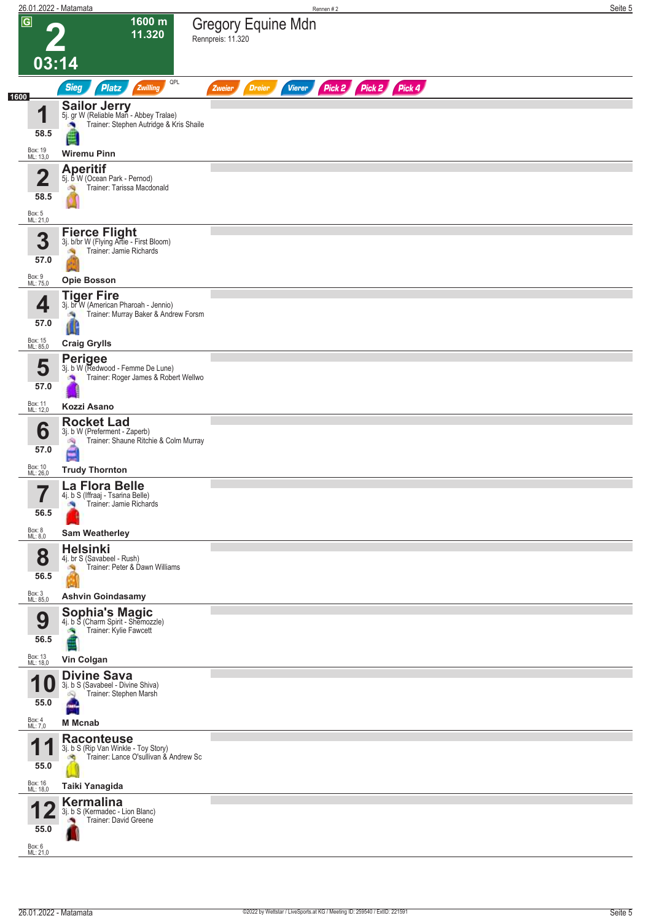# 2 — Gregory Equine Mdn

**03:14** | 1600 m | 11.320

Rennpreis: 11.320

Sieg | Platz | Zwilling | QPL | Zweier | Dreier | Vierer | Pick 2 | Pick 2 | Pick 4

**1600**

| Nr. | Gewicht | Pferd | Abstammung | Trainer | Jockey | Box | ML |
|---|---|---|---|---|---|---|---|
| 1 | 58.5 | **Sailor Jerry** | 5j. gr W (Reliable Man - Abbey Tralae) | Stephen Autridge & Kris Shaile | Wiremu Pinn | 19 | 13,0 |
| 2 | 58.5 | **Aperitif** | 5j. b W (Ocean Park - Pernod) | Tarissa Macdonald | | 5 | 21,0 |
| 3 | 57.0 | **Fierce Flight** | 3j. b/br W (Flying Artie - First Bloom) | Jamie Richards | Opie Bosson | 9 | 75,0 |
| 4 | 57.0 | **Tiger Fire** | 3j. br W (American Pharoah - Jennio) | Murray Baker & Andrew Forsm | Craig Grylls | 15 | 85,0 |
| 5 | 57.0 | **Perigee** | 3j. b W (Redwood - Femme De Lune) | Roger James & Robert Wellwo | Kozzi Asano | 11 | 12,0 |
| 6 | 57.0 | **Rocket Lad** | 3j. b W (Preferment - Zaperb) | Shaune Ritchie & Colm Murray | Trudy Thornton | 10 | 26,0 |
| 7 | 56.5 | **La Flora Belle** | 4j. b S (Iffraaj - Tsarina Belle) | Jamie Richards | Sam Weatherley | 8 | 8,0 |
| 8 | 56.5 | **Helsinki** | 4j. br S (Savabeel - Rush) | Peter & Dawn Williams | Ashvin Goindasamy | 3 | 85,0 |
| 9 | 56.5 | **Sophia's Magic** | 4j. b S (Charm Spirit - Shemozzle) | Kylie Fawcett | Vin Colgan | 13 | 18,0 |
| 10 | 55.0 | **Divine Sava** | 3j. b S (Savabeel - Divine Shiva) | Stephen Marsh | M Mcnab | 4 | 7,0 |
| 11 | 55.0 | **Raconteuse** | 3j. b S (Rip Van Winkle - Toy Story) | Lance O'sullivan & Andrew Sc | Taiki Yanagida | 16 | 18,0 |
| 12 | 55.0 | **Kermalina** | 3j. b S (Kermadec - Lion Blanc) | David Greene | | 6 | 21,0 |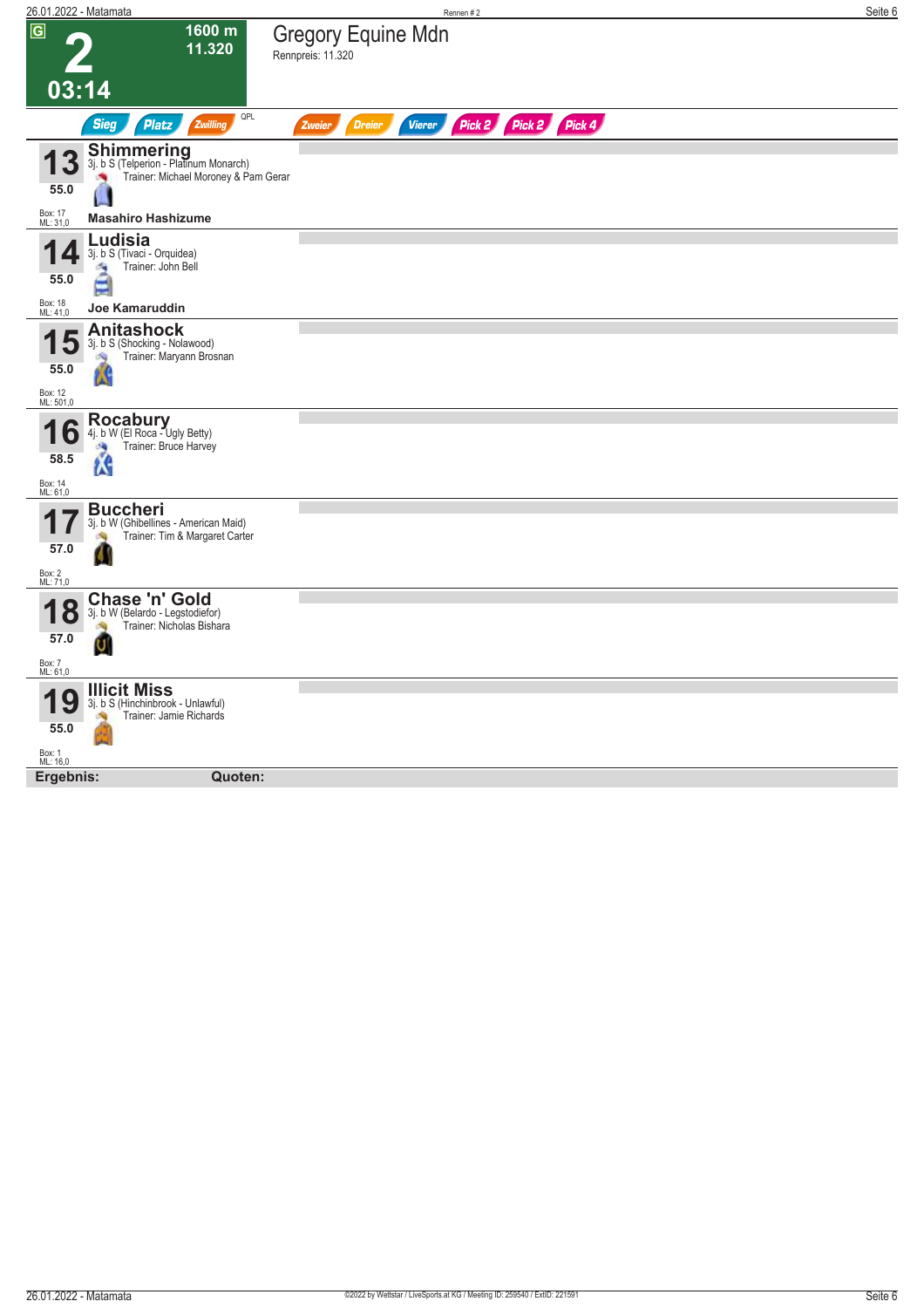G **2** 03:14

1600 m
11.320

# Gregory Equine Mdn

Rennpreis: 11.320

Sieg | Platz | Zwilling | QPL | Zweier | Dreier | Vierer | Pick 2 | Pick 2 | Pick 4

**13** **Shimmering**
3j. b S (Telperion - Platinum Monarch)
Trainer: Michael Moroney & Pam Gerar
55.0
Box: 17
ML: 31,0
**Masahiro Hashizume**

**14** **Ludisia**
3j. b S (Tivaci - Orquidea)
Trainer: John Bell
55.0
Box: 18
ML: 41,0
**Joe Kamaruddin**

**15** **Anitashock**
3j. b S (Shocking - Nolawood)
Trainer: Maryann Brosnan
55.0
Box: 12
ML: 501,0

**16** **Rocabury**
4j. b W (El Roca - Ugly Betty)
Trainer: Bruce Harvey
58.5
Box: 14
ML: 61,0

**17** **Buccheri**
3j. b W (Ghibellines - American Maid)
Trainer: Tim & Margaret Carter
57.0
Box: 2
ML: 71,0

**18** **Chase 'n' Gold**
3j. b W (Belardo - Legstodiefor)
Trainer: Nicholas Bishara
57.0
Box: 7
ML: 61,0

**19** **Illicit Miss**
3j. b S (Hinchinbrook - Unlawful)
Trainer: Jamie Richards
55.0
Box: 1
ML: 16,0

**Ergebnis:** **Quoten:**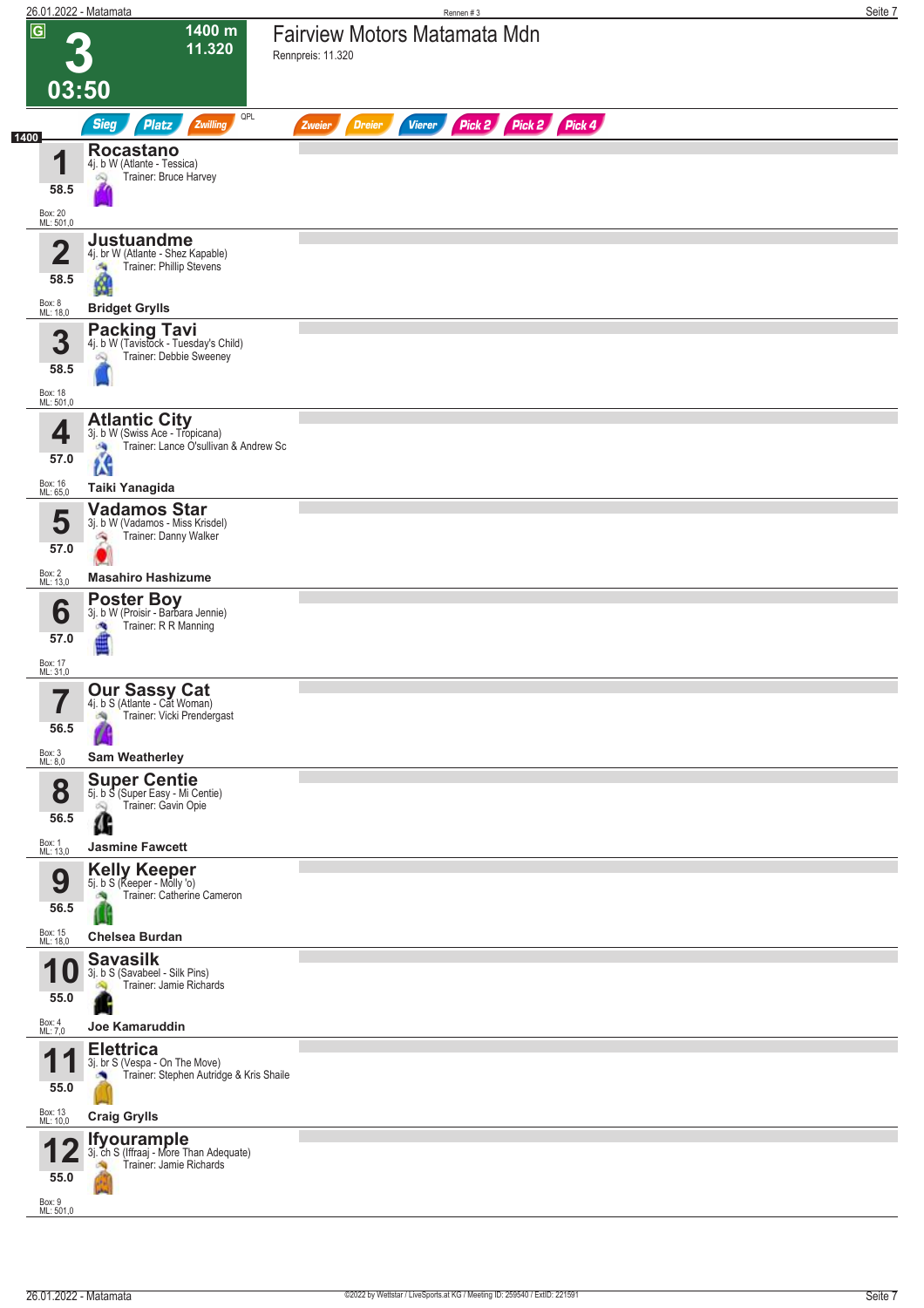# 3 — 03:50

**1400 m** — **11.320**

## Fairview Motors Matamata Mdn

Rennpreis: 11.320

Sieg | Platz | Zwilling | QPL | Zweier | Dreier | Vierer | Pick 2 | Pick 2 | Pick 4

**1400**

| Nr. | Gewicht | Pferd | Details | Trainer | Jockey | Box | ML |
|---|---|---|---|---|---|---|---|
| 1 | 58.5 | **Rocastano** | 4j. b W (Atlante - Tessica) | Bruce Harvey | | 20 | 501,0 |
| 2 | 58.5 | **Justuandme** | 4j. br W (Atlante - Shez Kapable) | Phillip Stevens | Bridget Grylls | 8 | 18,0 |
| 3 | 58.5 | **Packing Tavi** | 4j. b W (Tavistock - Tuesday's Child) | Debbie Sweeney | | 18 | 501,0 |
| 4 | 57.0 | **Atlantic City** | 3j. b W (Swiss Ace - Tropicana) | Lance O'sullivan & Andrew Sc | Taiki Yanagida | 16 | 65,0 |
| 5 | 57.0 | **Vadamos Star** | 3j. b W (Vadamos - Miss Krisdel) | Danny Walker | Masahiro Hashizume | 2 | 13,0 |
| 6 | 57.0 | **Poster Boy** | 3j. b W (Proisir - Barbara Jennie) | R R Manning | | 17 | 31,0 |
| 7 | 56.5 | **Our Sassy Cat** | 4j. b S (Atlante - Cat Woman) | Vicki Prendergast | Sam Weatherley | 3 | 8,0 |
| 8 | 56.5 | **Super Centie** | 5j. b S (Super Easy - Mi Centie) | Gavin Opie | Jasmine Fawcett | 1 | 13,0 |
| 9 | 56.5 | **Kelly Keeper** | 5j. b S (Keeper - Molly 'o) | Catherine Cameron | Chelsea Burdan | 15 | 18,0 |
| 10 | 55.0 | **Savasilk** | 3j. b S (Savabeel - Silk Pins) | Jamie Richards | Joe Kamaruddin | 4 | 7,0 |
| 11 | 55.0 | **Elettrica** | 3j. br S (Vespa - On The Move) | Stephen Autridge & Kris Shaile | Craig Grylls | 13 | 10,0 |
| 12 | 55.0 | **Ifyourample** | 3j. ch S (Iffraaj - More Than Adequate) | Jamie Richards | | 9 | 501,0 |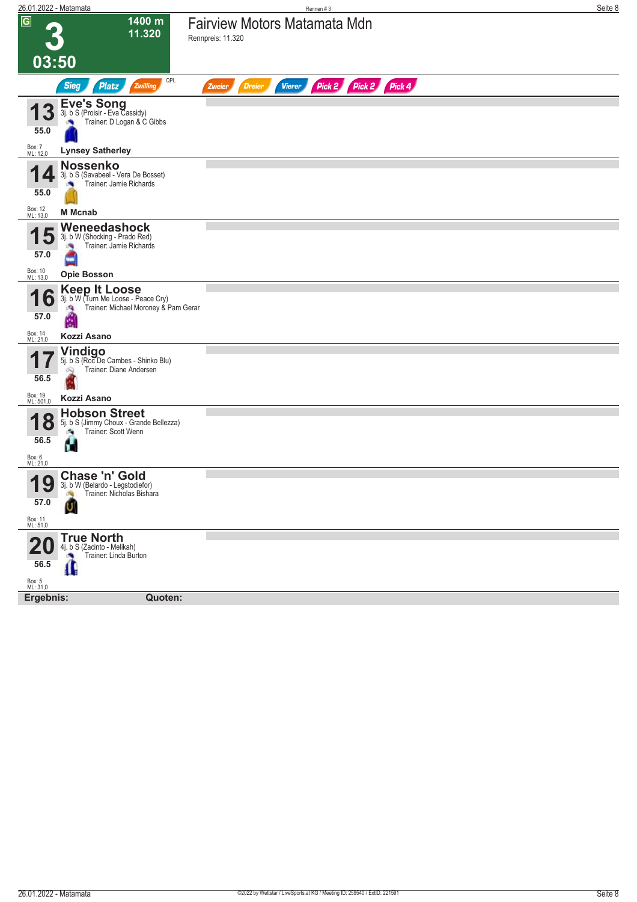**G**

# 3

**1400 m**
**11.320**

**03:50**

## Fairview Motors Matamata Mdn

Rennpreis: 11.320

Sieg | Platz | Zwilling | QPL | Zweier | Dreier | Vierer | Pick 2 | Pick 2 | Pick 4

---

**13** **Eve's Song**
3j. b S (Proisir - Eva Cassidy)
Trainer: D Logan & C Gibbs
55.0
Box: 7
ML: 12,0
**Lynsey Satherley**

---

**14** **Nossenko**
3j. b S (Savabeel - Vera De Bosset)
Trainer: Jamie Richards
55.0
Box: 12
ML: 13,0
**M Mcnab**

---

**15** **Weneedashock**
3j. b W (Shocking - Prado Red)
Trainer: Jamie Richards
57.0
Box: 10
ML: 13,0
**Opie Bosson**

---

**16** **Keep It Loose**
3j. b W (Turn Me Loose - Peace Cry)
Trainer: Michael Moroney & Pam Gerar
57.0
Box: 14
ML: 21,0
**Kozzi Asano**

---

**17** **Vindigo**
5j. b S (Roc De Cambes - Shinko Blu)
Trainer: Diane Andersen
56.5
Box: 19
ML: 501,0
**Kozzi Asano**

---

**18** **Hobson Street**
5j. b S (Jimmy Choux - Grande Bellezza)
Trainer: Scott Wenn
56.5
Box: 6
ML: 21,0

---

**19** **Chase 'n' Gold**
3j. b W (Belardo - Legstodiefor)
Trainer: Nicholas Bishara
57.0
Box: 11
ML: 51,0

---

**20** **True North**
4j. b S (Zacinto - Melikah)
Trainer: Linda Burton
56.5
Box: 5
ML: 31,0

---

**Ergebnis:** **Quoten:**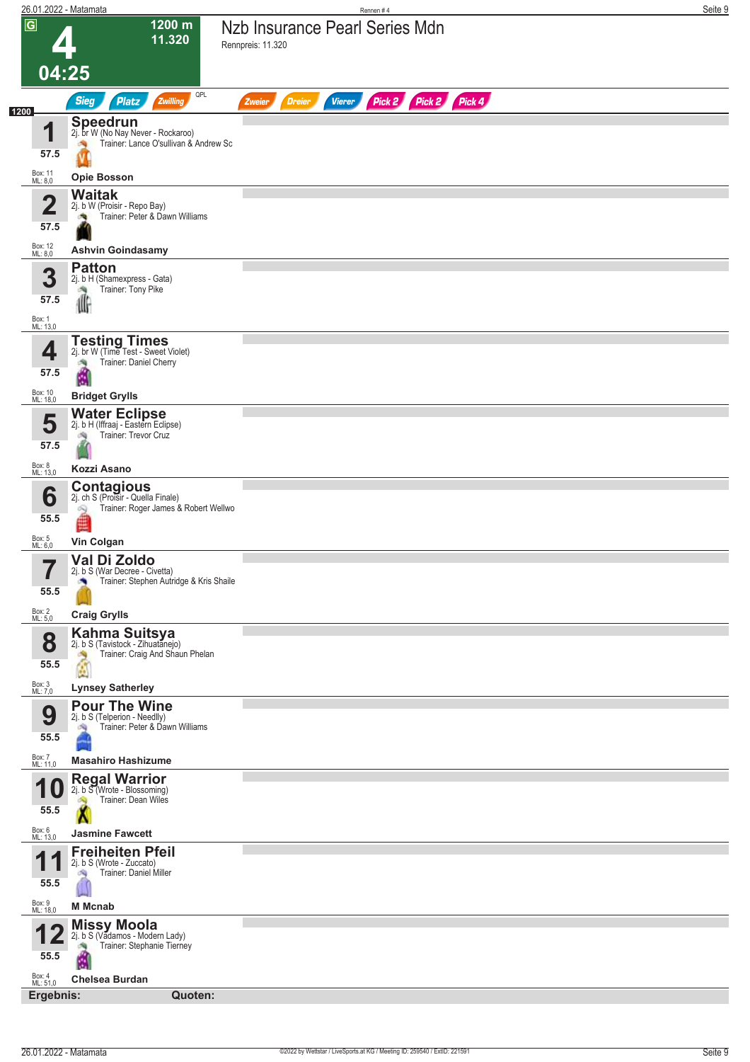# 4

**1200 m**
**11.320**

**04:25**

## Nzb Insurance Pearl Series Mdn

Rennpreis: 11.320

Sieg | Platz | Zwilling | QPL | Zweier | Dreier | Vierer | Pick 2 | Pick 2 | Pick 4

**1200**

| Nr. | Pferd | Gewicht | Box / ML | Jockey |
|---|---|---|---|---|
| 1 | **Speedrun** 2j. br W (No Nay Never - Rockaroo) Trainer: Lance O'sullivan & Andrew Sc | 57.5 | Box: 11 ML: 8,0 | Opie Bosson |
| 2 | **Waitak** 2j. b W (Proisir - Repo Bay) Trainer: Peter & Dawn Williams | 57.5 | Box: 12 ML: 8,0 | Ashvin Goindasamy |
| 3 | **Patton** 2j. b H (Shamexpress - Gata) Trainer: Tony Pike | 57.5 | Box: 1 ML: 13,0 | |
| 4 | **Testing Times** 2j. br W (Time Test - Sweet Violet) Trainer: Daniel Cherry | 57.5 | Box: 10 ML: 18,0 | Bridget Grylls |
| 5 | **Water Eclipse** 2j. b H (Iffraaj - Eastern Eclipse) Trainer: Trevor Cruz | 57.5 | Box: 8 ML: 13,0 | Kozzi Asano |
| 6 | **Contagious** 2j. ch S (Proisir - Quella Finale) Trainer: Roger James & Robert Wellwo | 55.5 | Box: 5 ML: 6,0 | Vin Colgan |
| 7 | **Val Di Zoldo** 2j. b S (War Decree - Civetta) Trainer: Stephen Autridge & Kris Shaile | 55.5 | Box: 2 ML: 5,0 | Craig Grylls |
| 8 | **Kahma Suitsya** 2j. b S (Tavistock - Zihuatanejo) Trainer: Craig And Shaun Phelan | 55.5 | Box: 3 ML: 7,0 | Lynsey Satherley |
| 9 | **Pour The Wine** 2j. b S (Telperion - Needlly) Trainer: Peter & Dawn Williams | 55.5 | Box: 7 ML: 11,0 | Masahiro Hashizume |
| 10 | **Regal Warrior** 2j. b S (Wrote - Blossoming) Trainer: Dean Wiles | 55.5 | Box: 6 ML: 13,0 | Jasmine Fawcett |
| 11 | **Freiheiten Pfeil** 2j. b S (Wrote - Zuccato) Trainer: Daniel Miller | 55.5 | Box: 9 ML: 18,0 | M Mcnab |
| 12 | **Missy Moola** 2j. b S (Vadamos - Modern Lady) Trainer: Stephanie Tierney | 55.5 | Box: 4 ML: 51,0 | Chelsea Burdan |

**Ergebnis:** **Quoten:**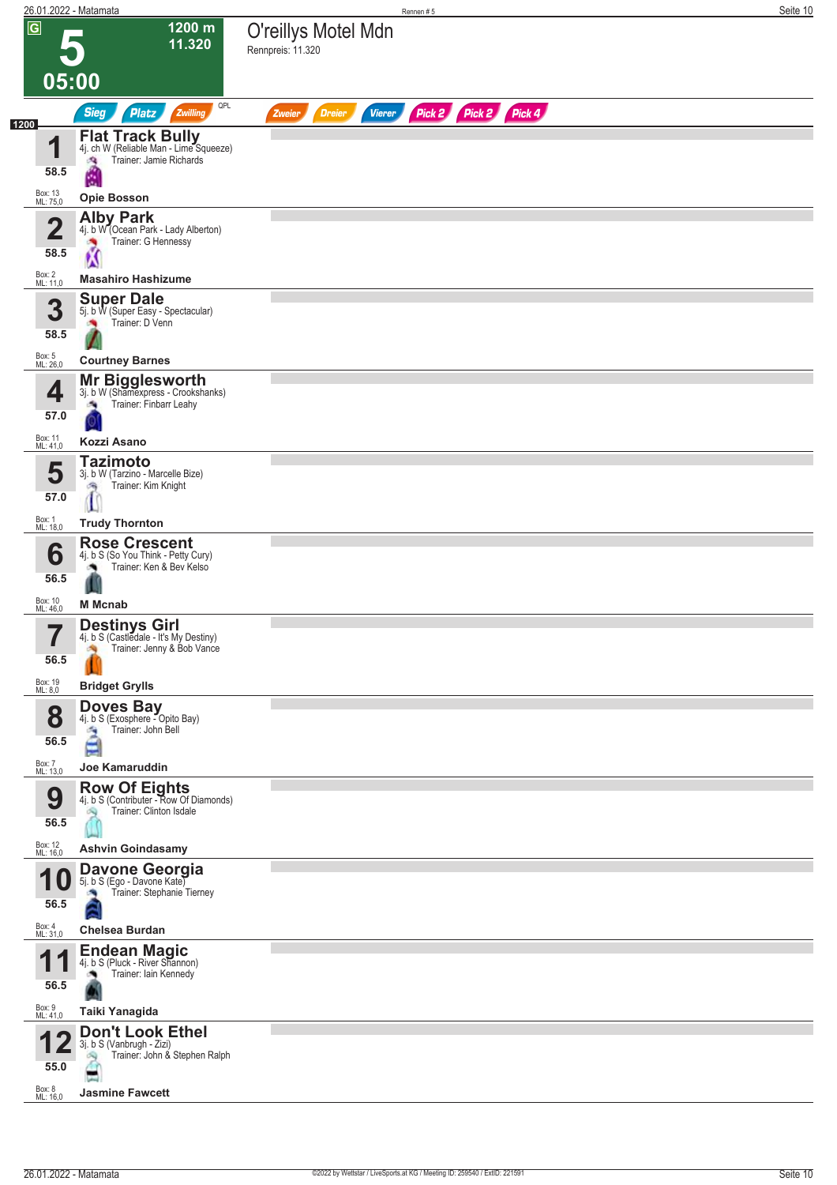# 5

**1200 m**
**11.320**

**05:00**

## O'reillys Motel Mdn

Rennpreis: 11.320

Sieg | Platz | Zwilling | QPL | Zweier | Dreier | Vierer | Pick 2 | Pick 2 | Pick 4

**1200**

| Nr. | Gewicht | Pferd | Details | Trainer | Jockey | Box | ML |
|---|---|---|---|---|---|---|---|
| 1 | 58.5 | **Flat Track Bully** | 4j. ch W (Reliable Man - Lime Squeeze) | Jamie Richards | Opie Bosson | 13 | 75,0 |
| 2 | 58.5 | **Alby Park** | 4j. b W (Ocean Park - Lady Alberton) | G Hennessy | Masahiro Hashizume | 2 | 11,0 |
| 3 | 58.5 | **Super Dale** | 5j. b W (Super Easy - Spectacular) | D Venn | Courtney Barnes | 5 | 26,0 |
| 4 | 57.0 | **Mr Bigglesworth** | 3j. b W (Shamexpress - Crookshanks) | Finbarr Leahy | Kozzi Asano | 11 | 41,0 |
| 5 | 57.0 | **Tazimoto** | 3j. b W (Tarzino - Marcelle Bize) | Kim Knight | Trudy Thornton | 1 | 18,0 |
| 6 | 56.5 | **Rose Crescent** | 4j. b S (So You Think - Petty Cury) | Ken & Bev Kelso | M Mcnab | 10 | 46,0 |
| 7 | 56.5 | **Destinys Girl** | 4j. b S (Castledale - It's My Destiny) | Jenny & Bob Vance | Bridget Grylls | 19 | 8,0 |
| 8 | 56.5 | **Doves Bay** | 4j. b S (Exosphere - Opito Bay) | John Bell | Joe Kamaruddin | 7 | 13,0 |
| 9 | 56.5 | **Row Of Eights** | 4j. b S (Contributer - Row Of Diamonds) | Clinton Isdale | Ashvin Goindasamy | 12 | 16,0 |
| 10 | 56.5 | **Davone Georgia** | 5j. b S (Ego - Davone Kate) | Stephanie Tierney | Chelsea Burdan | 4 | 31,0 |
| 11 | 56.5 | **Endean Magic** | 4j. b S (Pluck - River Shannon) | Iain Kennedy | Taiki Yanagida | 9 | 41,0 |
| 12 | 55.0 | **Don't Look Ethel** | 3j. b S (Vanbrugh - Zizi) | John & Stephen Ralph | Jasmine Fawcett | 8 | 16,0 |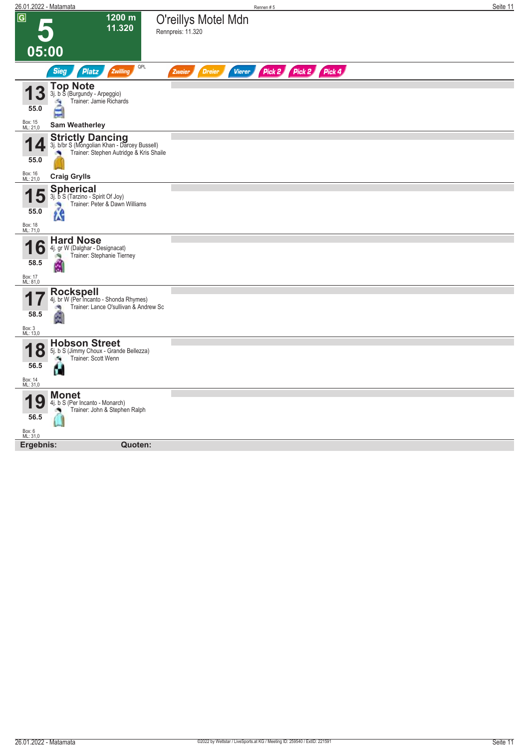# 5 — O'reillys Motel Mdn

G

**1200 m**
**11.320**

**05:00**

Rennpreis: 11.320

Sieg | Platz | Zwilling | QPL | Zweier | Dreier | Vierer | Pick 2 | Pick 2 | Pick 4

---

## 13 Top Note
3j. b S (Burgundy - Arpeggio)
Trainer: Jamie Richards
**55.0**
Box: 15
ML: 21,0
**Sam Weatherley**

---

## 14 Strictly Dancing
3j. b/br S (Mongolian Khan - Darcey Bussell)
Trainer: Stephen Autridge & Kris Shaile
**55.0**
Box: 16
ML: 21,0
**Craig Grylls**

---

## 15 Spherical
3j. b S (Tarzino - Spirit Of Joy)
Trainer: Peter & Dawn Williams
**55.0**
Box: 18
ML: 71,0

---

## 16 Hard Nose
4j. gr W (Dalghar - Designacat)
Trainer: Stephanie Tierney
**58.5**
Box: 17
ML: 81,0

---

## 17 Rockspell
4j. br W (Per Incanto - Shonda Rhymes)
Trainer: Lance O'sullivan & Andrew Sc
**58.5**
Box: 3
ML: 13,0

---

## 18 Hobson Street
5j. b S (Jimmy Choux - Grande Bellezza)
Trainer: Scott Wenn
**56.5**
Box: 14
ML: 31,0

---

## 19 Monet
4j. b S (Per Incanto - Monarch)
Trainer: John & Stephen Ralph
**56.5**
Box: 6
ML: 31,0

---

**Ergebnis:** **Quoten:**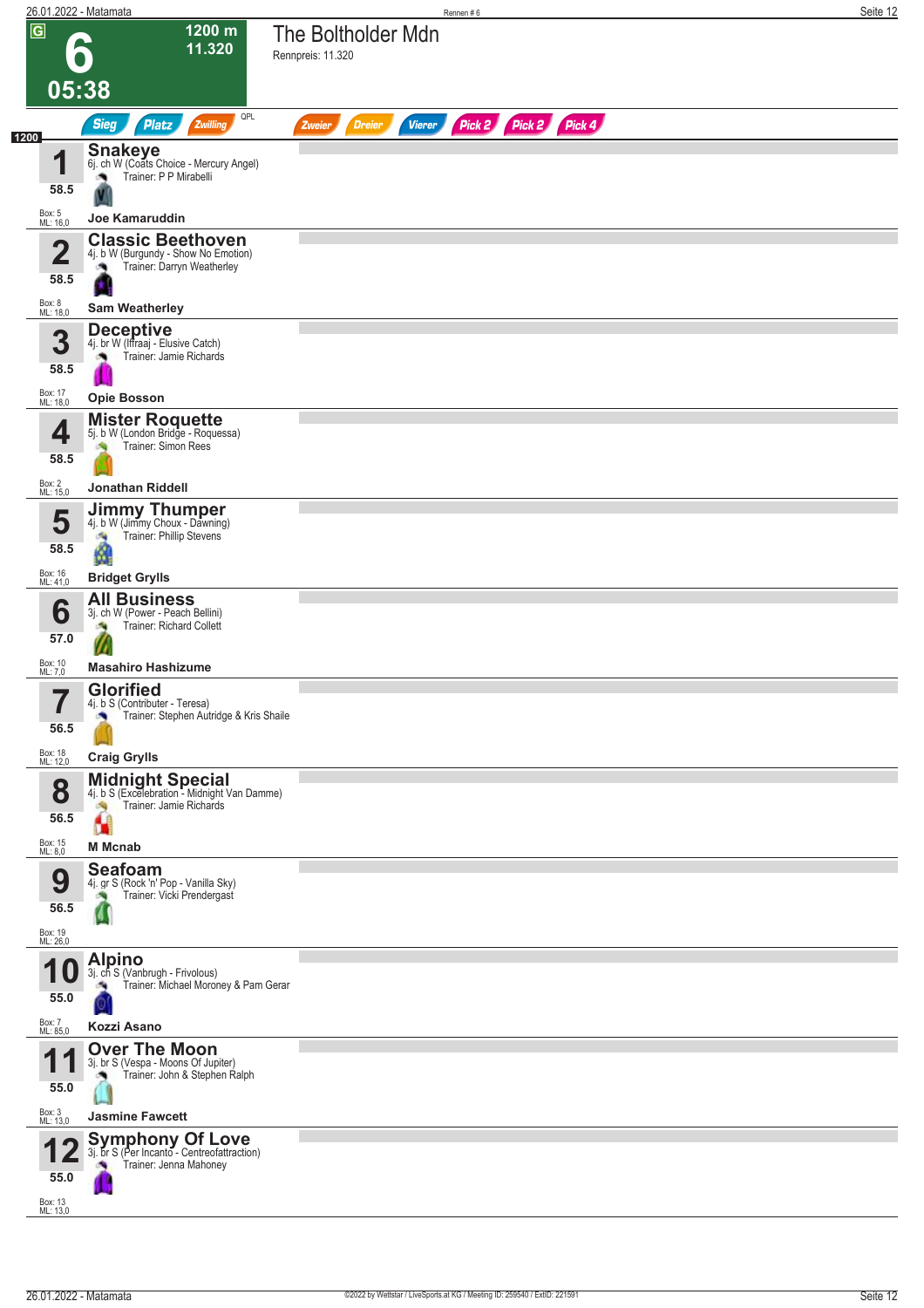# 6 — The Boltholder Mdn

G | 1200 m | 11.320 | 05:38

Rennpreis: 11.320

Sieg | Platz | Zwilling | QPL | Zweier | Dreier | Vierer | Pick 2 | Pick 2 | Pick 4

**1200**

| Nr. | Gewicht | Pferd | Details | Trainer | Jockey | Box | ML |
|---|---|---|---|---|---|---|---|
| 1 | 58.5 | **Snakeye** | 6j. ch W (Coats Choice - Mercury Angel) | P P Mirabelli | Joe Kamaruddin | 5 | 16,0 |
| 2 | 58.5 | **Classic Beethoven** | 4j. b W (Burgundy - Show No Emotion) | Darryn Weatherley | Sam Weatherley | 8 | 18,0 |
| 3 | 58.5 | **Deceptive** | 4j. br W (Iffraaj - Elusive Catch) | Jamie Richards | Opie Bosson | 17 | 18,0 |
| 4 | 58.5 | **Mister Roquette** | 5j. b W (London Bridge - Roquessa) | Simon Rees | Jonathan Riddell | 2 | 15,0 |
| 5 | 58.5 | **Jimmy Thumper** | 4j. b W (Jimmy Choux - Dawning) | Phillip Stevens | Bridget Grylls | 16 | 41,0 |
| 6 | 57.0 | **All Business** | 3j. ch W (Power - Peach Bellini) | Richard Collett | Masahiro Hashizume | 10 | 7,0 |
| 7 | 56.5 | **Glorified** | 4j. b S (Contributer - Teresa) | Stephen Autridge & Kris Shaile | Craig Grylls | 18 | 12,0 |
| 8 | 56.5 | **Midnight Special** | 4j. b S (Excelebration - Midnight Van Damme) | Jamie Richards | M Mcnab | 15 | 8,0 |
| 9 | 56.5 | **Seafoam** | 4j. gr S (Rock 'n' Pop - Vanilla Sky) | Vicki Prendergast | | 19 | 26,0 |
| 10 | 55.0 | **Alpino** | 3j. ch S (Vanbrugh - Frivolous) | Michael Moroney & Pam Gerar | Kozzi Asano | 7 | 85,0 |
| 11 | 55.0 | **Over The Moon** | 3j. br S (Vespa - Moons Of Jupiter) | John & Stephen Ralph | Jasmine Fawcett | 3 | 13,0 |
| 12 | 55.0 | **Symphony Of Love** | 3j. br S (Per Incanto - Centreofattraction) | Jenna Mahoney | | 13 | 13,0 |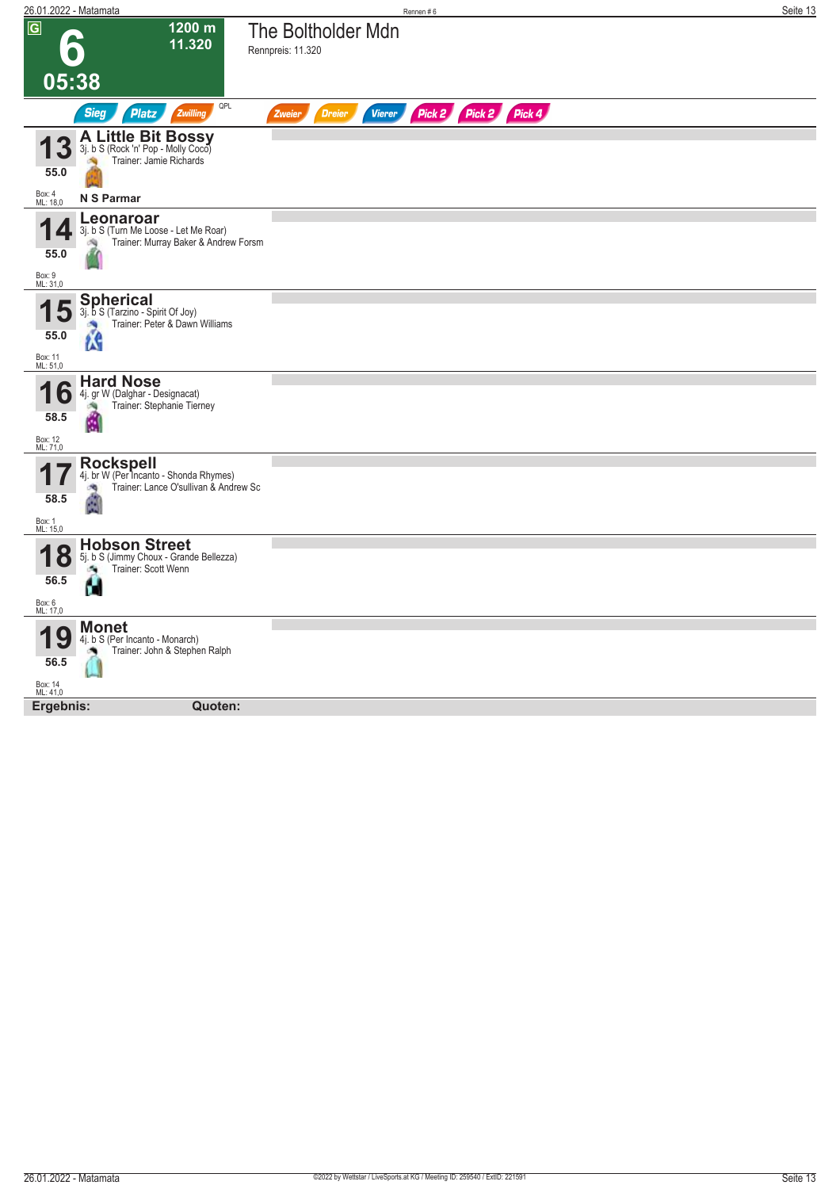**6** — 05:38 — 1200 m — 11.320

# The Boltholder Mdn

Rennpreis: 11.320

Sieg | Platz | Zwilling | QPL | Zweier | Dreier | Vierer | Pick 2 | Pick 2 | Pick 4

---

**13** — **A Little Bit Bossy**
3j. b S (Rock 'n' Pop - Molly Coco)
Trainer: Jamie Richards
55.0
Box: 4
ML: 18,0
**N S Parmar**

---

**14** — **Leonaroar**
3j. b S (Turn Me Loose - Let Me Roar)
Trainer: Murray Baker & Andrew Forsm
55.0
Box: 9
ML: 31,0

---

**15** — **Spherical**
3j. b S (Tarzino - Spirit Of Joy)
Trainer: Peter & Dawn Williams
55.0
Box: 11
ML: 51,0

---

**16** — **Hard Nose**
4j. gr W (Dalghar - Designacat)
Trainer: Stephanie Tierney
58.5
Box: 12
ML: 71,0

---

**17** — **Rockspell**
4j. br W (Per Incanto - Shonda Rhymes)
Trainer: Lance O'sullivan & Andrew Sc
58.5
Box: 1
ML: 15,0

---

**18** — **Hobson Street**
5j. b S (Jimmy Choux - Grande Bellezza)
Trainer: Scott Wenn
56.5
Box: 6
ML: 17,0

---

**19** — **Monet**
4j. b S (Per Incanto - Monarch)
Trainer: John & Stephen Ralph
56.5
Box: 14
ML: 41,0

---

**Ergebnis:** **Quoten:**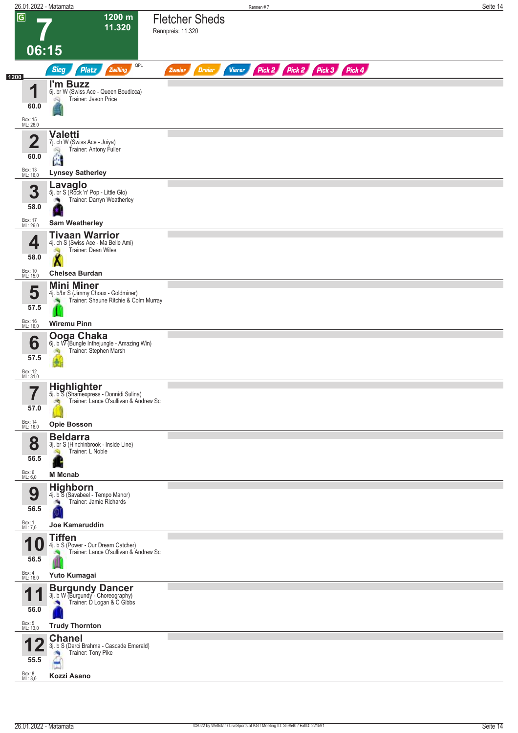# 7 – 06:15

**1200 m** – **11.320**

## Fletcher Sheds

Rennpreis: 11.320

Sieg | Platz | Zwilling | QPL | Zweier | Dreier | Vierer | Pick 2 | Pick 2 | Pick 3 | Pick 4

**1200**

| Nr. | Gewicht | Pferd | Abstammung | Trainer | Jockey | Box | ML |
|---|---|---|---|---|---|---|---|
| 1 | 60.0 | **I'm Buzz** | 5j. br W (Swiss Ace - Queen Boudicca) | Jason Price | | 15 | 26,0 |
| 2 | 60.0 | **Valetti** | 7j. ch W (Swiss Ace - Joiya) | Antony Fuller | Lynsey Satherley | 13 | 16,0 |
| 3 | 58.0 | **Lavaglo** | 5j. br S (Rock 'n' Pop - Little Glo) | Darryn Weatherley | Sam Weatherley | 17 | 26,0 |
| 4 | 58.0 | **Tivaan Warrior** | 4j. ch S (Swiss Ace - Ma Belle Ami) | Dean Wiles | Chelsea Burdan | 10 | 15,0 |
| 5 | 57.5 | **Mini Miner** | 4j. b/br S (Jimmy Choux - Goldminer) | Shaune Ritchie & Colm Murray | Wiremu Pinn | 16 | 16,0 |
| 6 | 57.5 | **Ooga Chaka** | 6j. b W (Bungle Inthejungle - Amazing Win) | Stephen Marsh | | 12 | 31,0 |
| 7 | 57.0 | **Highlighter** | 5j. b S (Shamexpress - Donnidi Sulina) | Lance O'sullivan & Andrew Sc | Opie Bosson | 14 | 16,0 |
| 8 | 56.5 | **Beldarra** | 3j. br S (Hinchinbrook - Inside Line) | L Noble | M Mcnab | 6 | 6,0 |
| 9 | 56.5 | **Highborn** | 4j. b S (Savabeel - Tempo Manor) | Jamie Richards | Joe Kamaruddin | 1 | 7,0 |
| 10 | 56.5 | **Tiffen** | 4j. b S (Power - Our Dream Catcher) | Lance O'sullivan & Andrew Sc | Yuto Kumagai | 4 | 16,0 |
| 11 | 56.0 | **Burgundy Dancer** | 3j. b W (Burgundy - Choreography) | D Logan & C Gibbs | Trudy Thornton | 5 | 13,0 |
| 12 | 55.5 | **Chanel** | 3j. b S (Darci Brahma - Cascade Emerald) | Tony Pike | Kozzi Asano | 8 | 8,0 |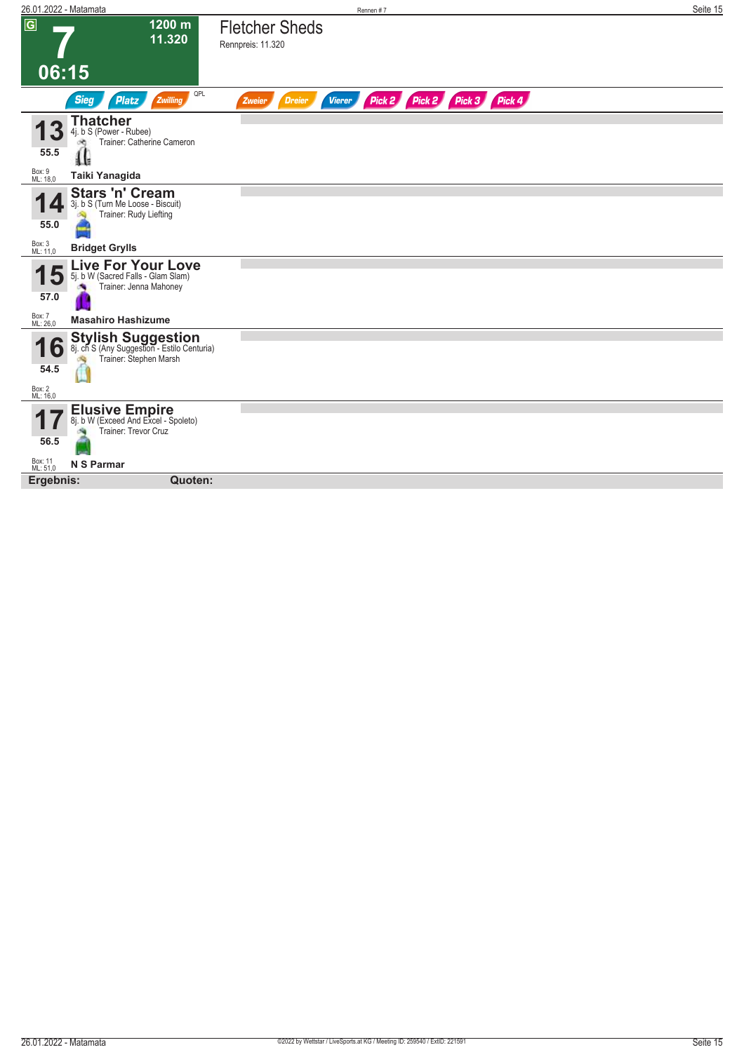G

# 7

1200 m
11.320

06:15

## Fletcher Sheds

Rennpreis: 11.320

Sieg | Platz | Zwilling | QPL | Zweier | Dreier | Vierer | Pick 2 | Pick 2 | Pick 3 | Pick 4

**13** **Thatcher**
4j. b S (Power - Rubee)
Trainer: Catherine Cameron
55.5
Box: 9
ML: 18,0
**Taiki Yanagida**

**14** **Stars 'n' Cream**
3j. b S (Turn Me Loose - Biscuit)
Trainer: Rudy Liefting
55.0
Box: 3
ML: 11,0
**Bridget Grylls**

**15** **Live For Your Love**
5j. b W (Sacred Falls - Glam Slam)
Trainer: Jenna Mahoney
57.0
Box: 7
ML: 26,0
**Masahiro Hashizume**

**16** **Stylish Suggestion**
8j. ch S (Any Suggestion - Estilo Centuria)
Trainer: Stephen Marsh
54.5
Box: 2
ML: 16,0

**17** **Elusive Empire**
8j. b W (Exceed And Excel - Spoleto)
Trainer: Trevor Cruz
56.5
Box: 11
ML: 51,0
**N S Parmar**

**Ergebnis:** **Quoten:**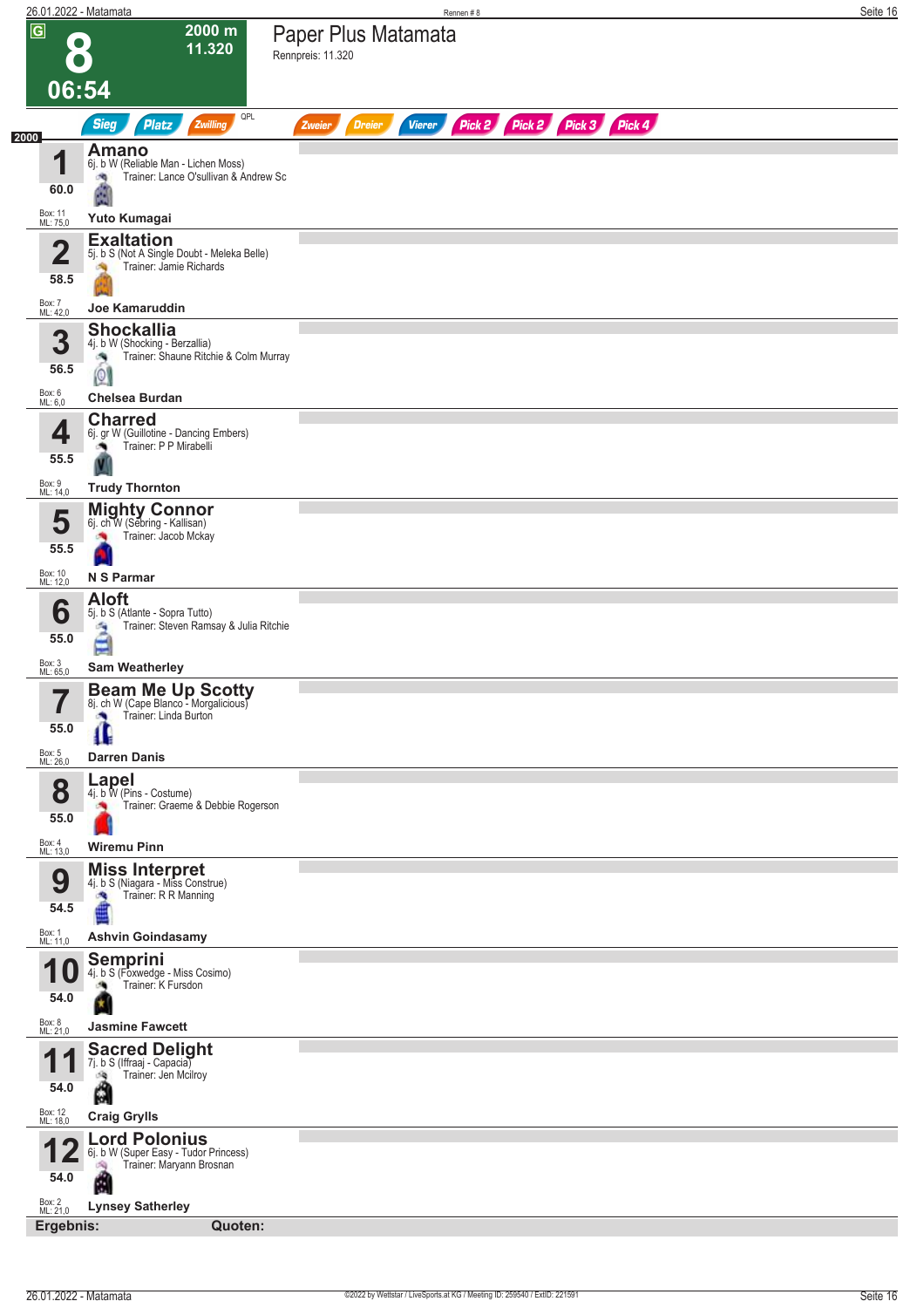# 8 — Paper Plus Matamata

**2000 m** | **11.320** | **06:54**

Rennpreis: 11.320

Sieg | Platz | Zwilling | QPL | Zweier | Dreier | Vierer | Pick 2 | Pick 2 | Pick 3 | Pick 4

**2000**

| Nr. | Gewicht | Pferd | Abstammung | Trainer | Jockey | Box | ML |
|---|---|---|---|---|---|---|---|
| 1 | 60.0 | **Amano** | 6j. b W (Reliable Man - Lichen Moss) | Lance O'sullivan & Andrew Sc | Yuto Kumagai | 11 | 75,0 |
| 2 | 58.5 | **Exaltation** | 5j. b S (Not A Single Doubt - Meleka Belle) | Jamie Richards | Joe Kamaruddin | 7 | 42,0 |
| 3 | 56.5 | **Shockallia** | 4j. b W (Shocking - Berzallia) | Shaune Ritchie & Colm Murray | Chelsea Burdan | 6 | 6,0 |
| 4 | 55.5 | **Charred** | 6j. gr W (Guillotine - Dancing Embers) | P P Mirabelli | Trudy Thornton | 9 | 14,0 |
| 5 | 55.5 | **Mighty Connor** | 6j. ch W (Sebring - Kallisan) | Jacob Mckay | N S Parmar | 10 | 12,0 |
| 6 | 55.0 | **Aloft** | 5j. b S (Atlante - Sopra Tutto) | Steven Ramsay & Julia Ritchie | Sam Weatherley | 3 | 65,0 |
| 7 | 55.0 | **Beam Me Up Scotty** | 8j. ch W (Cape Blanco - Morgalicious) | Linda Burton | Darren Danis | 5 | 26,0 |
| 8 | 55.0 | **Lapel** | 4j. b W (Pins - Costume) | Graeme & Debbie Rogerson | Wiremu Pinn | 4 | 13,0 |
| 9 | 54.5 | **Miss Interpret** | 4j. b S (Niagara - Miss Construe) | R R Manning | Ashvin Goindasamy | 1 | 11,0 |
| 10 | 54.0 | **Semprini** | 4j. b S (Foxwedge - Miss Cosimo) | K Fursdon | Jasmine Fawcett | 8 | 21,0 |
| 11 | 54.0 | **Sacred Delight** | 7j. b S (Iffraaj - Capacia) | Jen Mcilroy | Craig Grylls | 12 | 18,0 |
| 12 | 54.0 | **Lord Polonius** | 6j. b W (Super Easy - Tudor Princess) | Maryann Brosnan | Lynsey Satherley | 2 | 21,0 |

**Ergebnis:** **Quoten:**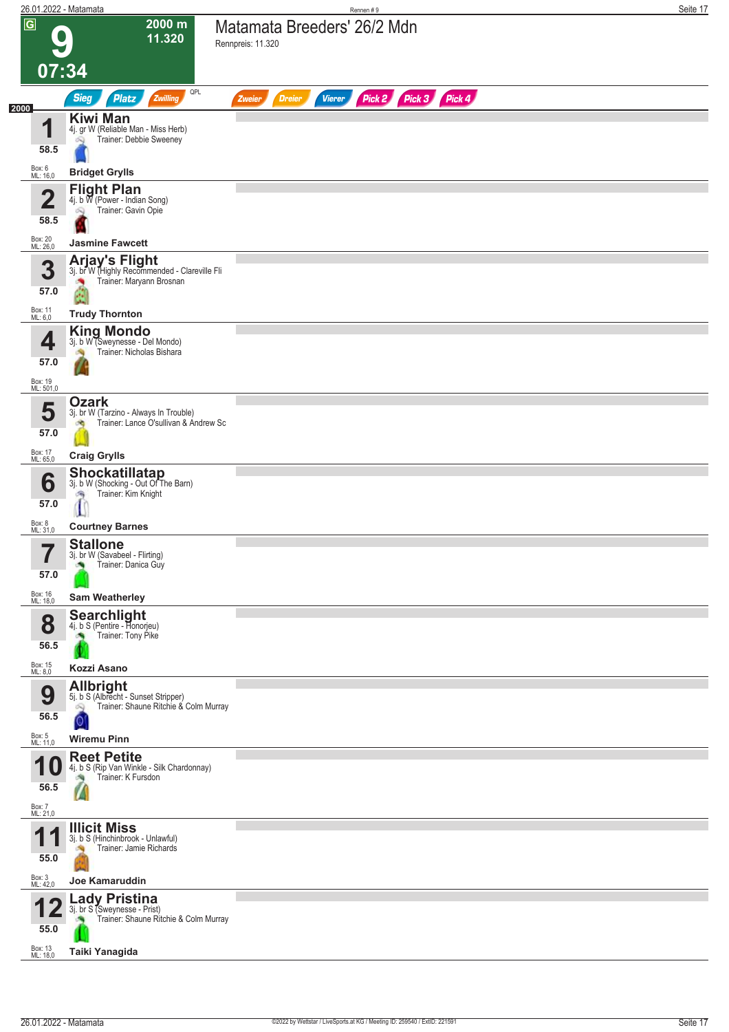# 9

**2000 m**
**11.320**

**07:34**

## Matamata Breeders' 26/2 Mdn

Rennpreis: 11.320

Sieg | Platz | Zwilling | QPL | Zweier | Dreier | Vierer | Pick 2 | Pick 3 | Pick 4

**2000**

| Nr. | Pferd | Gewicht | Box | ML | Reiter |
|---|---|---|---|---|---|
| 1 | **Kiwi Man**<br>4j. gr W (Reliable Man - Miss Herb)<br>Trainer: Debbie Sweeney | 58.5 | 6 | 16,0 | **Bridget Grylls** |
| 2 | **Flight Plan**<br>4j. b W (Power - Indian Song)<br>Trainer: Gavin Opie | 58.5 | 20 | 26,0 | **Jasmine Fawcett** |
| 3 | **Arjay's Flight**<br>3j. br W (Highly Recommended - Clareville Fli<br>Trainer: Maryann Brosnan | 57.0 | 11 | 6,0 | **Trudy Thornton** |
| 4 | **King Mondo**<br>3j. b W (Sweynesse - Del Mondo)<br>Trainer: Nicholas Bishara | 57.0 | 19 | 501,0 | |
| 5 | **Ozark**<br>3j. br W (Tarzino - Always In Trouble)<br>Trainer: Lance O'sullivan & Andrew Sc | 57.0 | 17 | 65,0 | **Craig Grylls** |
| 6 | **Shockatillatap**<br>3j. b W (Shocking - Out Of The Barn)<br>Trainer: Kim Knight | 57.0 | 8 | 31,0 | **Courtney Barnes** |
| 7 | **Stallone**<br>3j. br W (Savabeel - Flirting)<br>Trainer: Danica Guy | 57.0 | 16 | 18,0 | **Sam Weatherley** |
| 8 | **Searchlight**<br>4j. b S (Pentire - Honorjeu)<br>Trainer: Tony Pike | 56.5 | 15 | 8,0 | **Kozzi Asano** |
| 9 | **Allbright**<br>5j. b S (Albrecht - Sunset Stripper)<br>Trainer: Shaune Ritchie & Colm Murray | 56.5 | 5 | 11,0 | **Wiremu Pinn** |
| 10 | **Reet Petite**<br>4j. b S (Rip Van Winkle - Silk Chardonnay)<br>Trainer: K Fursdon | 56.5 | 7 | 21,0 | |
| 11 | **Illicit Miss**<br>3j. b S (Hinchinbrook - Unlawful)<br>Trainer: Jamie Richards | 55.0 | 3 | 42,0 | **Joe Kamaruddin** |
| 12 | **Lady Pristina**<br>3j. br S (Sweynesse - Prist)<br>Trainer: Shaune Ritchie & Colm Murray | 55.0 | 13 | 18,0 | **Taiki Yanagida** |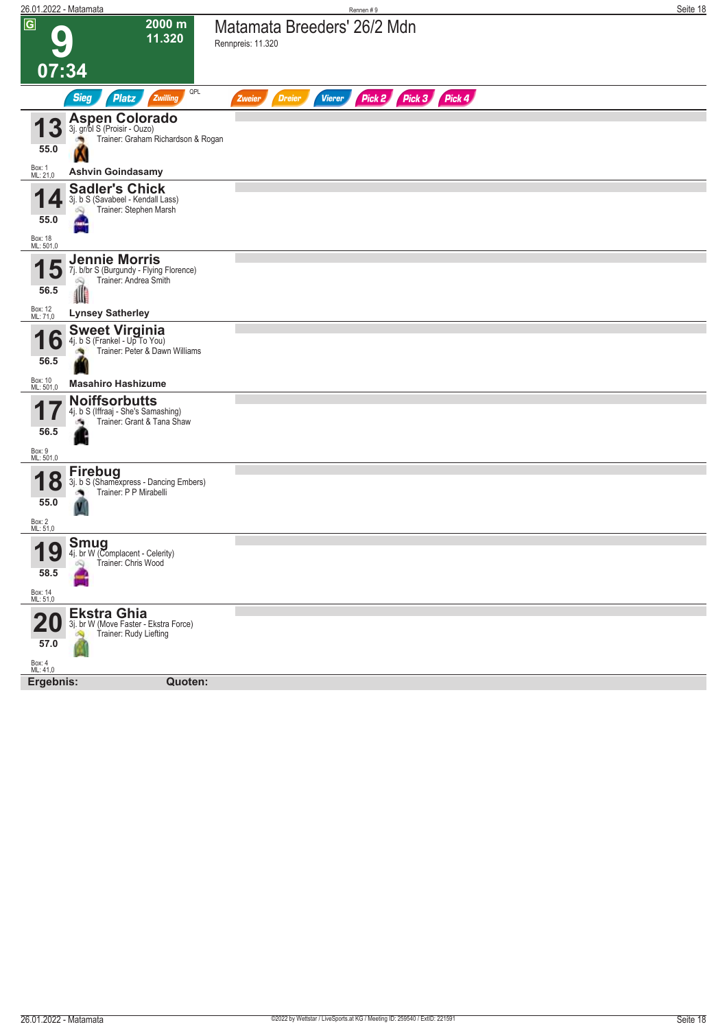# 9 — Matamata Breeders' 26/2 Mdn

G | 2000 m | 11.320 | 07:34

Rennpreis: 11.320

Sieg | Platz | Zwilling | QPL | Zweier | Dreier | Vierer | Pick 2 | Pick 3 | Pick 4

**13 Aspen Colorado**
3j. gr/bl S (Proisir - Ouzo)
Trainer: Graham Richardson & Rogan
55.0
Box: 1
ML: 21,0
**Ashvin Goindasamy**

**14 Sadler's Chick**
3j. b S (Savabeel - Kendall Lass)
Trainer: Stephen Marsh
55.0
Box: 18
ML: 501,0

**15 Jennie Morris**
7j. b/br S (Burgundy - Flying Florence)
Trainer: Andrea Smith
56.5
Box: 12
ML: 71,0
**Lynsey Satherley**

**16 Sweet Virginia**
4j. b S (Frankel - Up To You)
Trainer: Peter & Dawn Williams
56.5
Box: 10
ML: 501,0
**Masahiro Hashizume**

**17 Noiffsorbutts**
4j. b S (Iffraaj - She's Samashing)
Trainer: Grant & Tana Shaw
56.5
Box: 9
ML: 501,0

**18 Firebug**
3j. b S (Shamexpress - Dancing Embers)
Trainer: P P Mirabelli
55.0
Box: 2
ML: 51,0

**19 Smug**
4j. br W (Complacent - Celerity)
Trainer: Chris Wood
58.5
Box: 14
ML: 51,0

**20 Ekstra Ghia**
3j. br W (Move Faster - Ekstra Force)
Trainer: Rudy Liefting
57.0
Box: 4
ML: 41,0

**Ergebnis:** **Quoten:**